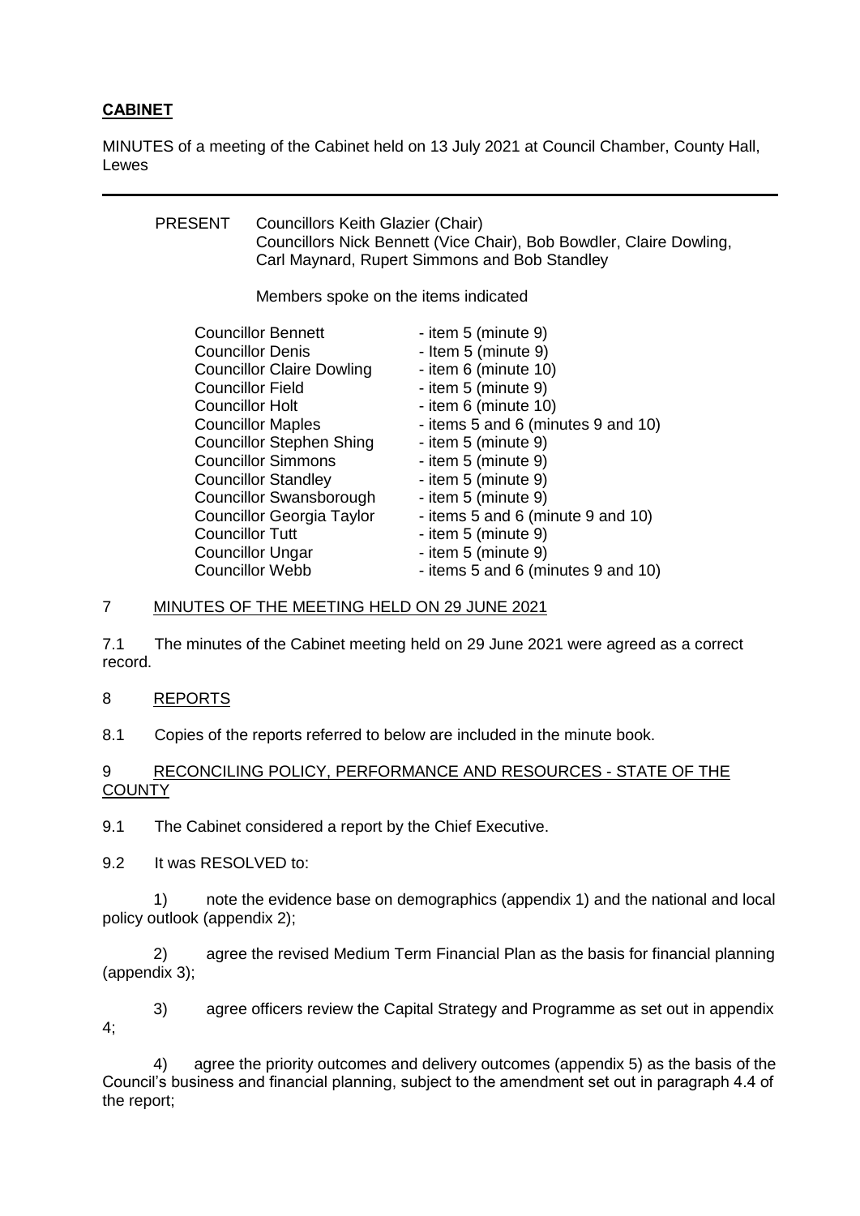# **CABINET**

MINUTES of a meeting of the Cabinet held on 13 July 2021 at Council Chamber, County Hall, Lewes

---

PRESENT Councillors Keith Glazier (Chair)
Councillors Nick Bennett (Vice Chair), Bob Bowdler, Claire Dowling, Carl Maynard, Rupert Simmons and Bob Standley

Members spoke on the items indicated

| | |
|---|---|
| Councillor Bennett | - item 5 (minute 9) |
| Councillor Denis | - Item 5 (minute 9) |
| Councillor Claire Dowling | - item 6 (minute 10) |
| Councillor Field | - item 5 (minute 9) |
| Councillor Holt | - item 6 (minute 10) |
| Councillor Maples | - items 5 and 6 (minutes 9 and 10) |
| Councillor Stephen Shing | - item 5 (minute 9) |
| Councillor Simmons | - item 5 (minute 9) |
| Councillor Standley | - item 5 (minute 9) |
| Councillor Swansborough | - item 5 (minute 9) |
| Councillor Georgia Taylor | - items 5 and 6 (minute 9 and 10) |
| Councillor Tutt | - item 5 (minute 9) |
| Councillor Ungar | - item 5 (minute 9) |
| Councillor Webb | - items 5 and 6 (minutes 9 and 10) |

## 7 MINUTES OF THE MEETING HELD ON 29 JUNE 2021

7.1 The minutes of the Cabinet meeting held on 29 June 2021 were agreed as a correct record.

## 8 REPORTS

8.1 Copies of the reports referred to below are included in the minute book.

## 9 RECONCILING POLICY, PERFORMANCE AND RESOURCES - STATE OF THE COUNTY

9.1 The Cabinet considered a report by the Chief Executive.

9.2 It was RESOLVED to:

1) note the evidence base on demographics (appendix 1) and the national and local policy outlook (appendix 2);

2) agree the revised Medium Term Financial Plan as the basis for financial planning (appendix 3);

3) agree officers review the Capital Strategy and Programme as set out in appendix 4;

4) agree the priority outcomes and delivery outcomes (appendix 5) as the basis of the Council's business and financial planning, subject to the amendment set out in paragraph 4.4 of the report;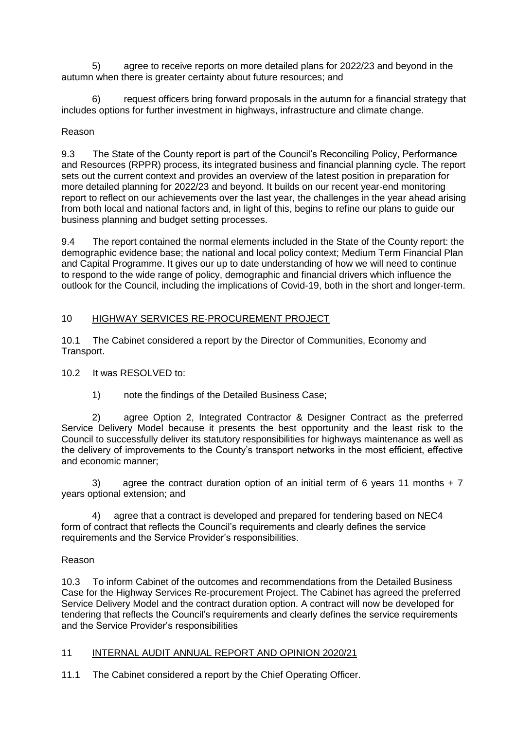5) agree to receive reports on more detailed plans for 2022/23 and beyond in the autumn when there is greater certainty about future resources; and

6) request officers bring forward proposals in the autumn for a financial strategy that includes options for further investment in highways, infrastructure and climate change.

Reason

9.3 The State of the County report is part of the Council's Reconciling Policy, Performance and Resources (RPPR) process, its integrated business and financial planning cycle. The report sets out the current context and provides an overview of the latest position in preparation for more detailed planning for 2022/23 and beyond. It builds on our recent year-end monitoring report to reflect on our achievements over the last year, the challenges in the year ahead arising from both local and national factors and, in light of this, begins to refine our plans to guide our business planning and budget setting processes.

9.4 The report contained the normal elements included in the State of the County report: the demographic evidence base; the national and local policy context; Medium Term Financial Plan and Capital Programme. It gives our up to date understanding of how we will need to continue to respond to the wide range of policy, demographic and financial drivers which influence the outlook for the Council, including the implications of Covid-19, both in the short and longer-term.

## 10 HIGHWAY SERVICES RE-PROCUREMENT PROJECT

10.1 The Cabinet considered a report by the Director of Communities, Economy and Transport.

10.2 It was RESOLVED to:

1) note the findings of the Detailed Business Case;

2) agree Option 2, Integrated Contractor & Designer Contract as the preferred Service Delivery Model because it presents the best opportunity and the least risk to the Council to successfully deliver its statutory responsibilities for highways maintenance as well as the delivery of improvements to the County's transport networks in the most efficient, effective and economic manner;

3) agree the contract duration option of an initial term of 6 years 11 months + 7 years optional extension; and

4) agree that a contract is developed and prepared for tendering based on NEC4 form of contract that reflects the Council's requirements and clearly defines the service requirements and the Service Provider's responsibilities.

Reason

10.3 To inform Cabinet of the outcomes and recommendations from the Detailed Business Case for the Highway Services Re-procurement Project. The Cabinet has agreed the preferred Service Delivery Model and the contract duration option. A contract will now be developed for tendering that reflects the Council's requirements and clearly defines the service requirements and the Service Provider's responsibilities

## 11 INTERNAL AUDIT ANNUAL REPORT AND OPINION 2020/21

11.1 The Cabinet considered a report by the Chief Operating Officer.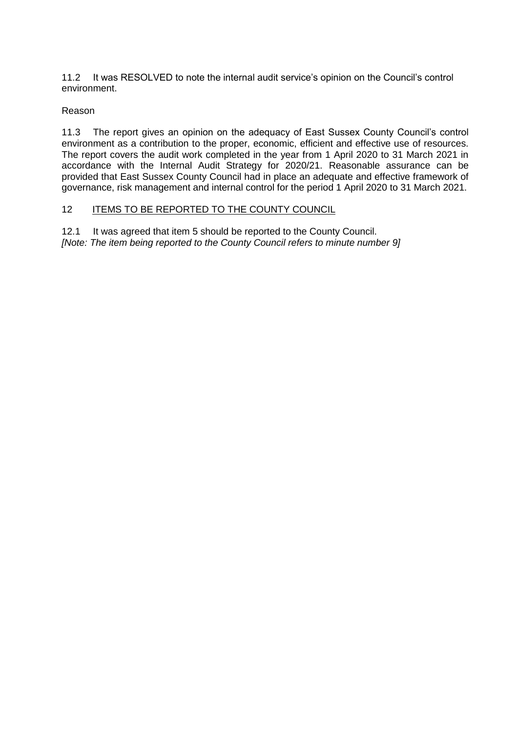11.2 It was RESOLVED to note the internal audit service's opinion on the Council's control environment.

Reason

11.3 The report gives an opinion on the adequacy of East Sussex County Council's control environment as a contribution to the proper, economic, efficient and effective use of resources. The report covers the audit work completed in the year from 1 April 2020 to 31 March 2021 in accordance with the Internal Audit Strategy for 2020/21. Reasonable assurance can be provided that East Sussex County Council had in place an adequate and effective framework of governance, risk management and internal control for the period 1 April 2020 to 31 March 2021.

## 12 ITEMS TO BE REPORTED TO THE COUNTY COUNCIL

12.1 It was agreed that item 5 should be reported to the County Council.
*[Note: The item being reported to the County Council refers to minute number 9]*